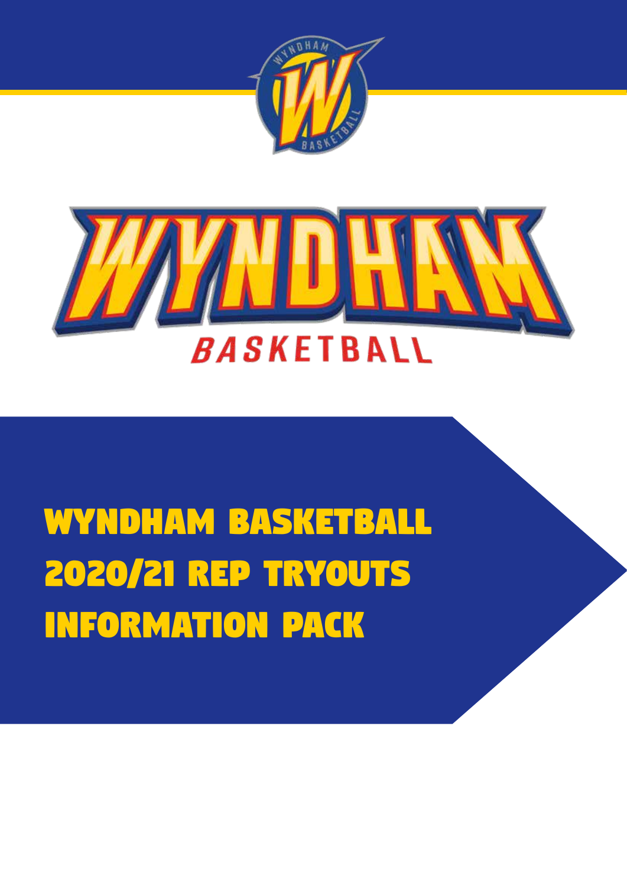WYNDHAM BASKETBALL

# WYNDHAM BASKETBALL 2020/21 REP TRYOUTS INFORMATION PACK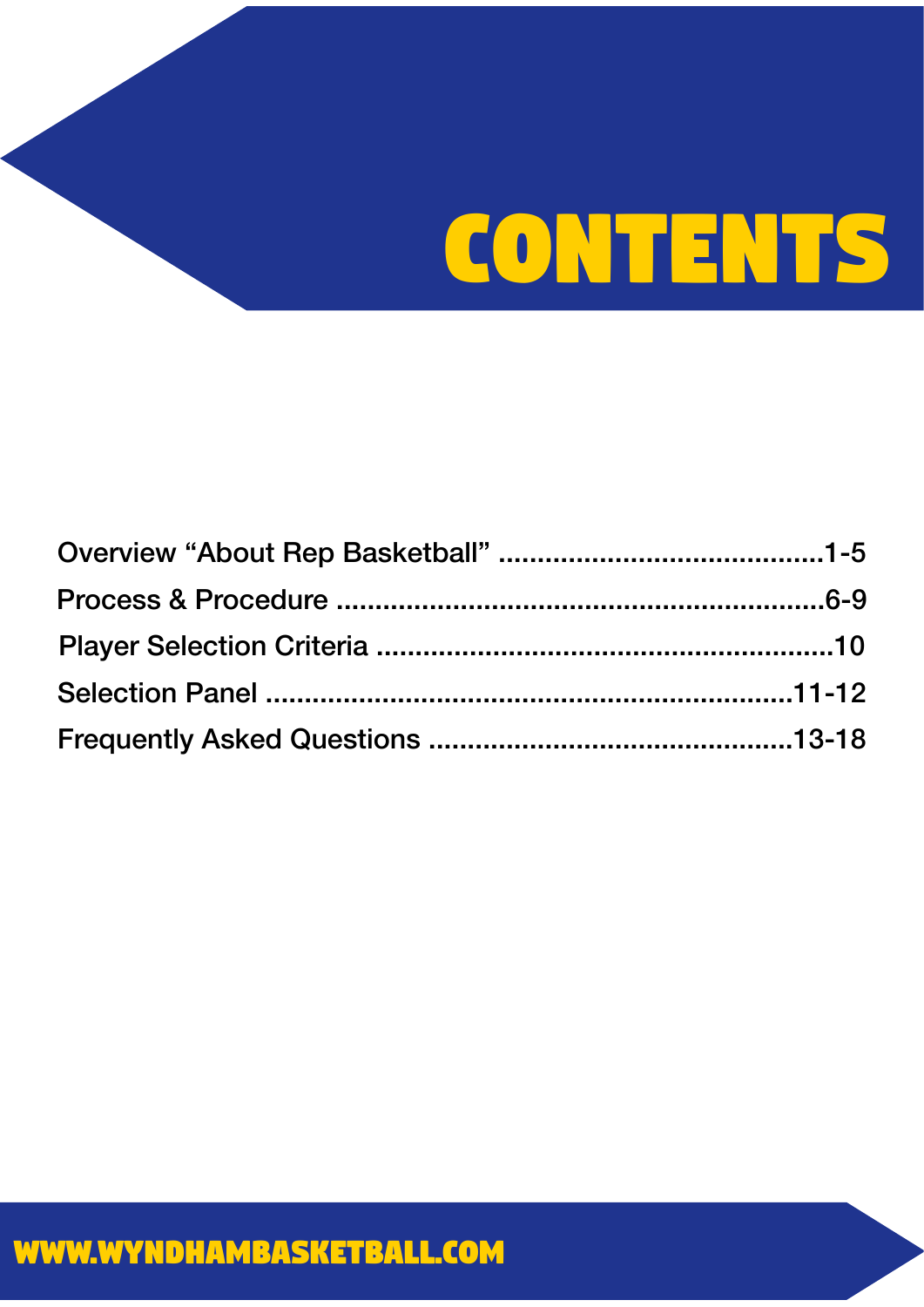# CONTENTS

Overview "About Rep Basketball" ..........................................1-5

Process & Procedure ................................................................6-9

Player Selection Criteria ...........................................................10

Selection Panel ....................................................................11-12

Frequently Asked Questions ...............................................13-18

WWW.WYNDHAMBASKETBALL.COM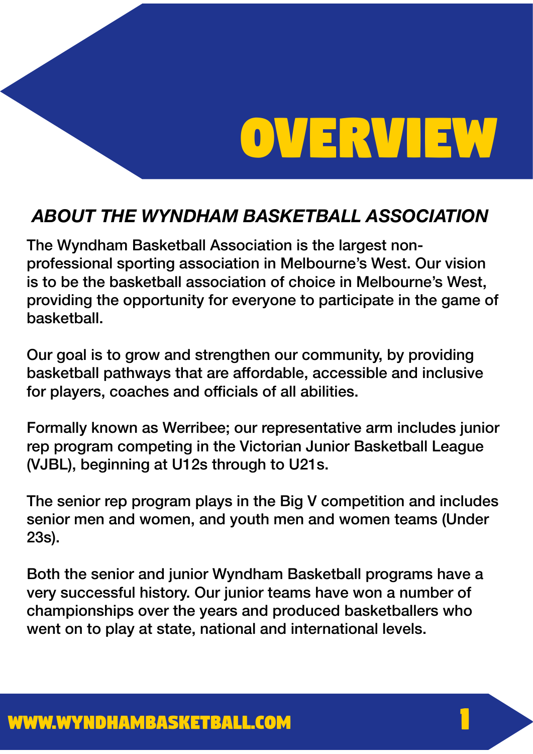# OVERVIEW

## *ABOUT THE WYNDHAM BASKETBALL ASSOCIATION*

The Wyndham Basketball Association is the largest non-professional sporting association in Melbourne's West. Our vision is to be the basketball association of choice in Melbourne's West, providing the opportunity for everyone to participate in the game of basketball.

Our goal is to grow and strengthen our community, by providing basketball pathways that are affordable, accessible and inclusive for players, coaches and officials of all abilities.

Formally known as Werribee; our representative arm includes junior rep program competing in the Victorian Junior Basketball League (VJBL), beginning at U12s through to U21s.

The senior rep program plays in the Big V competition and includes senior men and women, and youth men and women teams (Under 23s).

Both the senior and junior Wyndham Basketball programs have a very successful history. Our junior teams have won a number of championships over the years and produced basketballers who went on to play at state, national and international levels.

WWW.WYNDHAMBASKETBALL.COM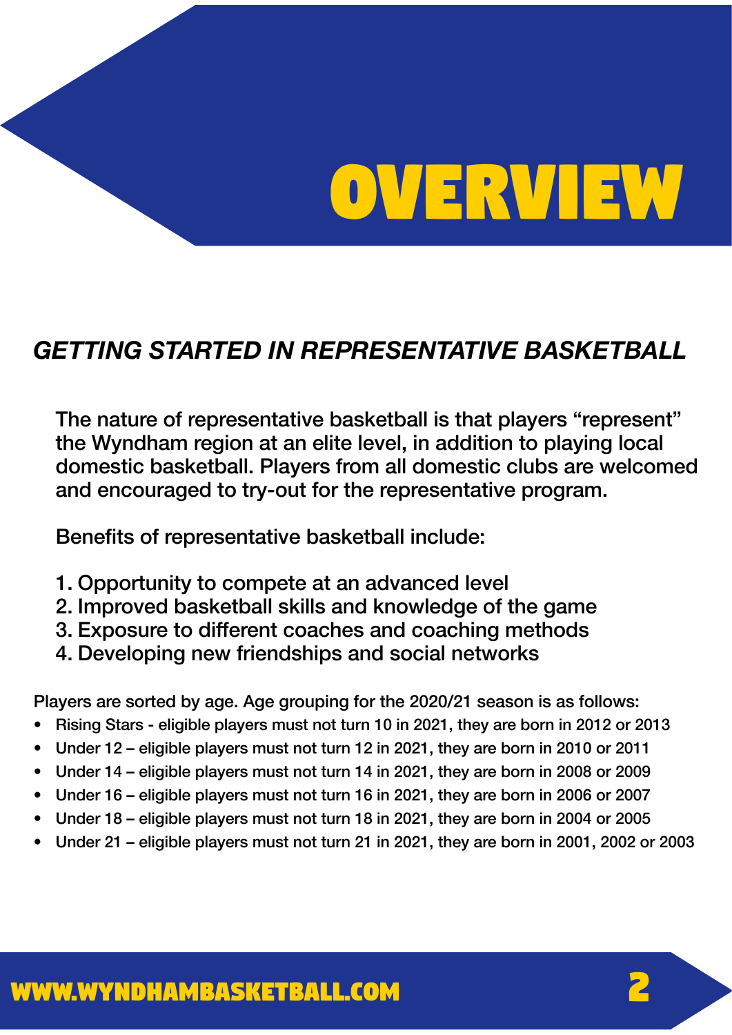# OVERVIEW

## *GETTING STARTED IN REPRESENTATIVE BASKETBALL*

The nature of representative basketball is that players "represent" the Wyndham region at an elite level, in addition to playing local domestic basketball. Players from all domestic clubs are welcomed and encouraged to try-out for the representative program.

Benefits of representative basketball include:

1. Opportunity to compete at an advanced level
2. Improved basketball skills and knowledge of the game
3. Exposure to different coaches and coaching methods
4. Developing new friendships and social networks

Players are sorted by age. Age grouping for the 2020/21 season is as follows:

- Rising Stars - eligible players must not turn 10 in 2021, they are born in 2012 or 2013
- Under 12 – eligible players must not turn 12 in 2021, they are born in 2010 or 2011
- Under 14 – eligible players must not turn 14 in 2021, they are born in 2008 or 2009
- Under 16 – eligible players must not turn 16 in 2021, they are born in 2006 or 2007
- Under 18 – eligible players must not turn 18 in 2021, they are born in 2004 or 2005
- Under 21 – eligible players must not turn 21 in 2021, they are born in 2001, 2002 or 2003

WWW.WYNDHAMBASKETBALL.COM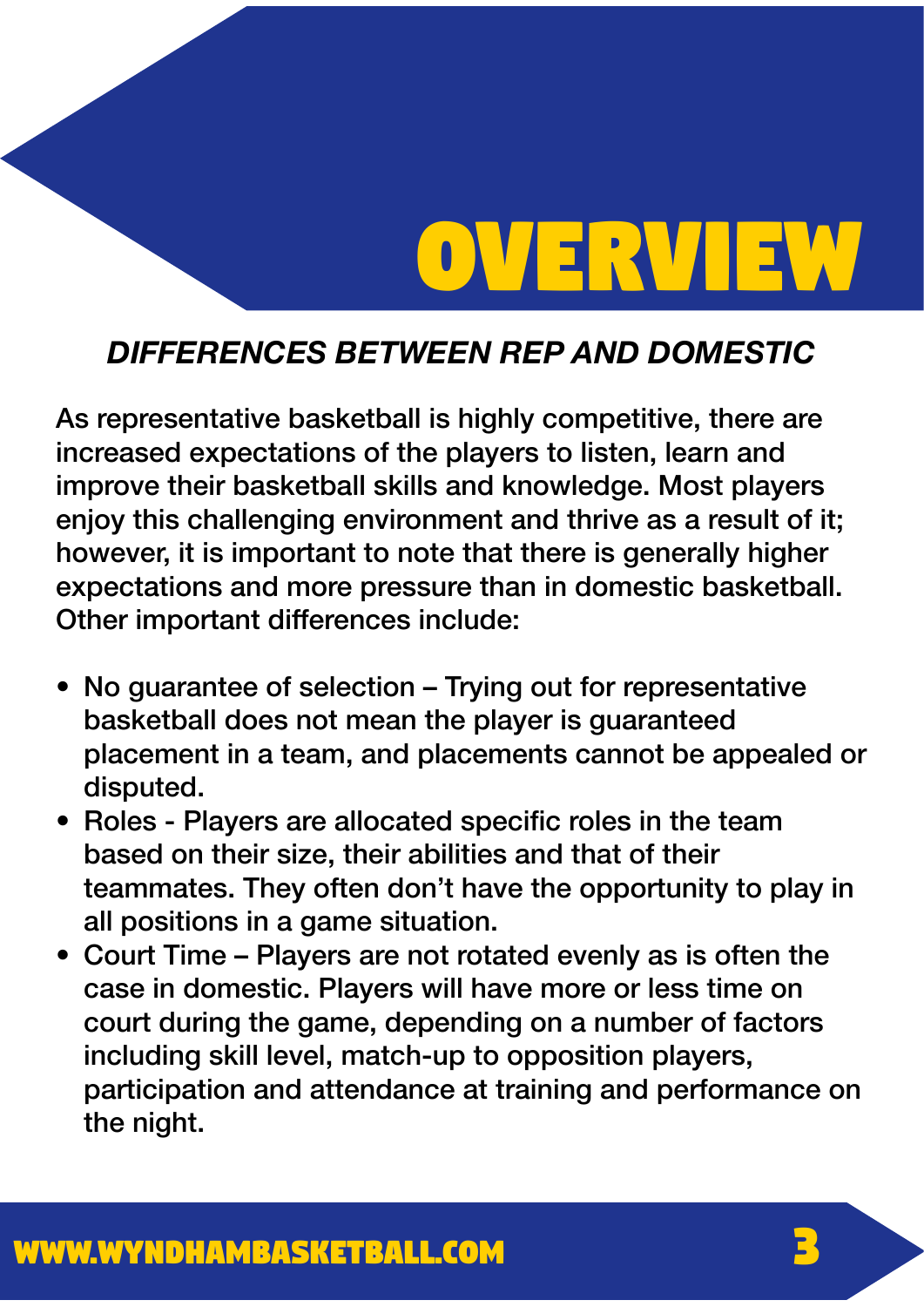# OVERVIEW

## *DIFFERENCES BETWEEN REP AND DOMESTIC*

As representative basketball is highly competitive, there are increased expectations of the players to listen, learn and improve their basketball skills and knowledge. Most players enjoy this challenging environment and thrive as a result of it; however, it is important to note that there is generally higher expectations and more pressure than in domestic basketball. Other important differences include:

- No guarantee of selection – Trying out for representative basketball does not mean the player is guaranteed placement in a team, and placements cannot be appealed or disputed.
- Roles - Players are allocated specific roles in the team based on their size, their abilities and that of their teammates. They often don't have the opportunity to play in all positions in a game situation.
- Court Time – Players are not rotated evenly as is often the case in domestic. Players will have more or less time on court during the game, depending on a number of factors including skill level, match-up to opposition players, participation and attendance at training and performance on the night.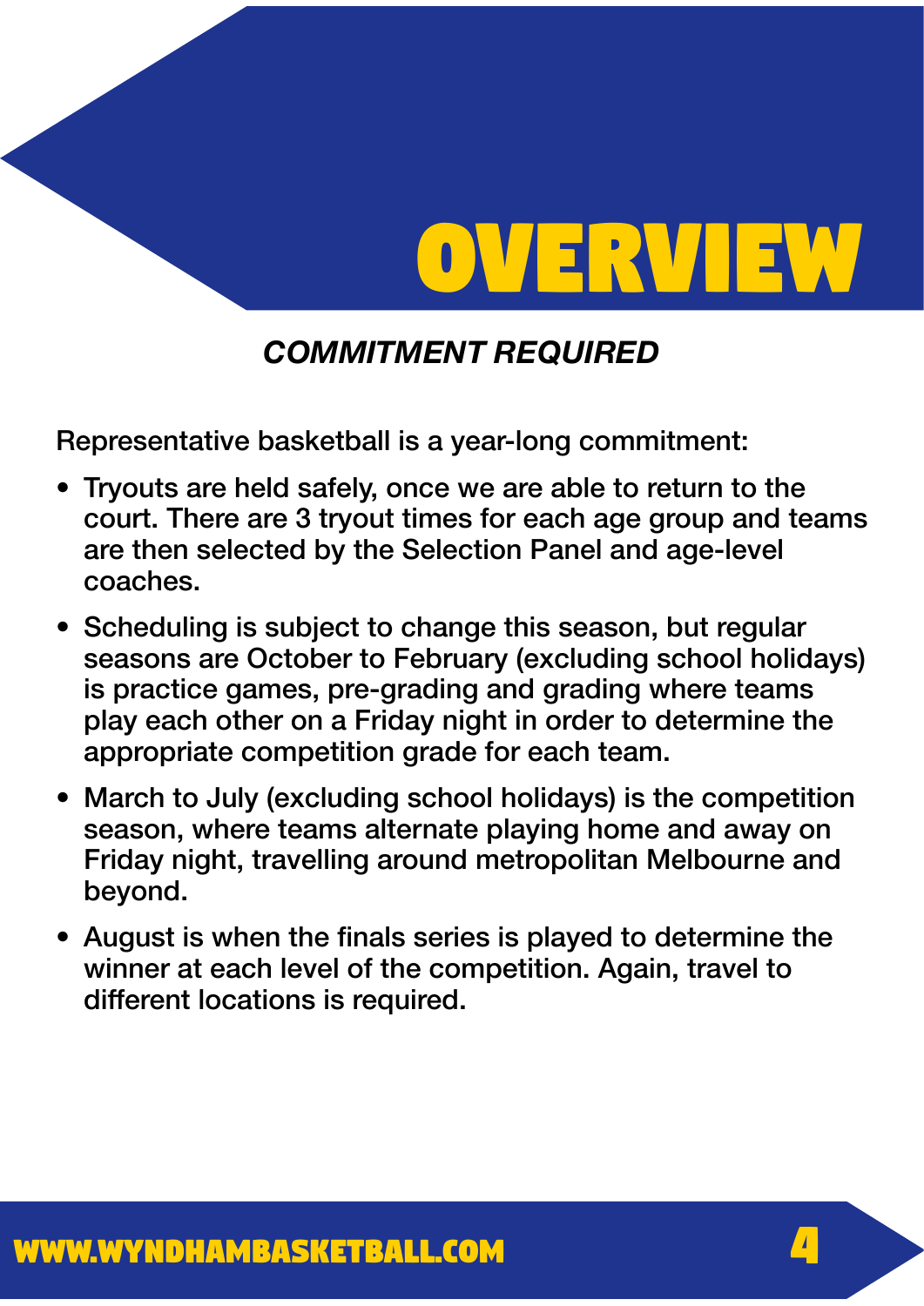# OVERVIEW

## *COMMITMENT REQUIRED*

Representative basketball is a year-long commitment:

- Tryouts are held safely, once we are able to return to the court. There are 3 tryout times for each age group and teams are then selected by the Selection Panel and age-level coaches.
- Scheduling is subject to change this season, but regular seasons are October to February (excluding school holidays) is practice games, pre-grading and grading where teams play each other on a Friday night in order to determine the appropriate competition grade for each team.
- March to July (excluding school holidays) is the competition season, where teams alternate playing home and away on Friday night, travelling around metropolitan Melbourne and beyond.
- August is when the finals series is played to determine the winner at each level of the competition. Again, travel to different locations is required.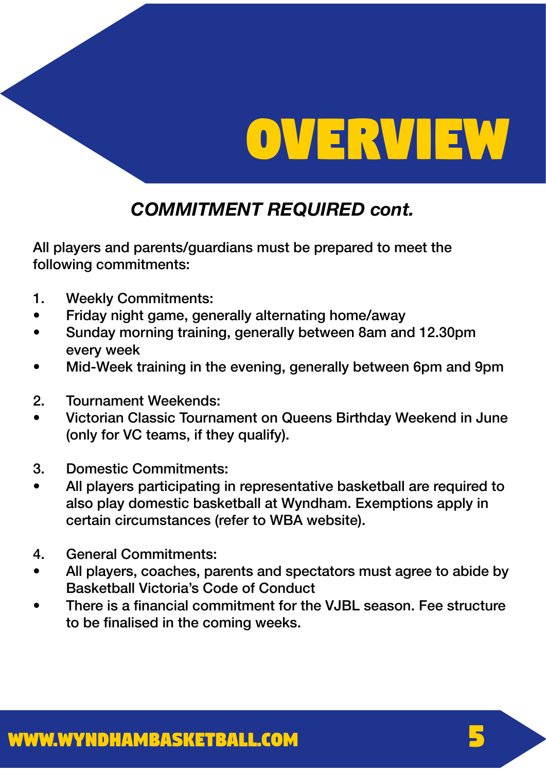# OVERVIEW

## *COMMITMENT REQUIRED cont.*

All players and parents/guardians must be prepared to meet the following commitments:

1. Weekly Commitments:
- Friday night game, generally alternating home/away
- Sunday morning training, generally between 8am and 12.30pm every week
- Mid-Week training in the evening, generally between 6pm and 9pm

2. Tournament Weekends:
- Victorian Classic Tournament on Queens Birthday Weekend in June (only for VC teams, if they qualify).

3. Domestic Commitments:
- All players participating in representative basketball are required to also play domestic basketball at Wyndham. Exemptions apply in certain circumstances (refer to WBA website).

4. General Commitments:
- All players, coaches, parents and spectators must agree to abide by Basketball Victoria's Code of Conduct
- There is a financial commitment for the VJBL season. Fee structure to be finalised in the coming weeks.

WWW.WYNDHAMBASKETBALL.COM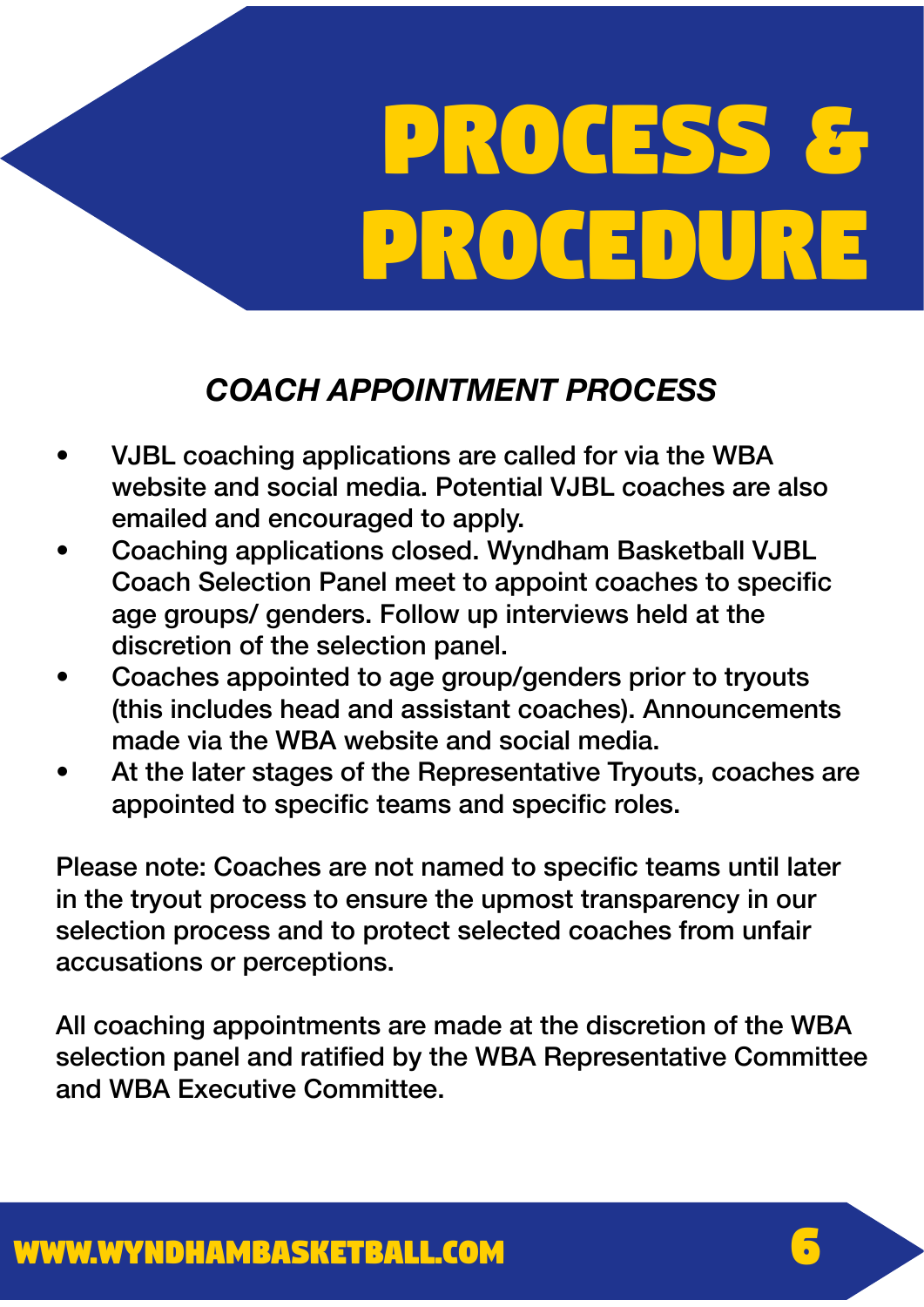# PROCESS & PROCEDURE

### *COACH APPOINTMENT PROCESS*

- VJBL coaching applications are called for via the WBA website and social media. Potential VJBL coaches are also emailed and encouraged to apply.
- Coaching applications closed. Wyndham Basketball VJBL Coach Selection Panel meet to appoint coaches to specific age groups/ genders. Follow up interviews held at the discretion of the selection panel.
- Coaches appointed to age group/genders prior to tryouts (this includes head and assistant coaches). Announcements made via the WBA website and social media.
- At the later stages of the Representative Tryouts, coaches are appointed to specific teams and specific roles.

Please note: Coaches are not named to specific teams until later in the tryout process to ensure the upmost transparency in our selection process and to protect selected coaches from unfair accusations or perceptions.

All coaching appointments are made at the discretion of the WBA selection panel and ratified by the WBA Representative Committee and WBA Executive Committee.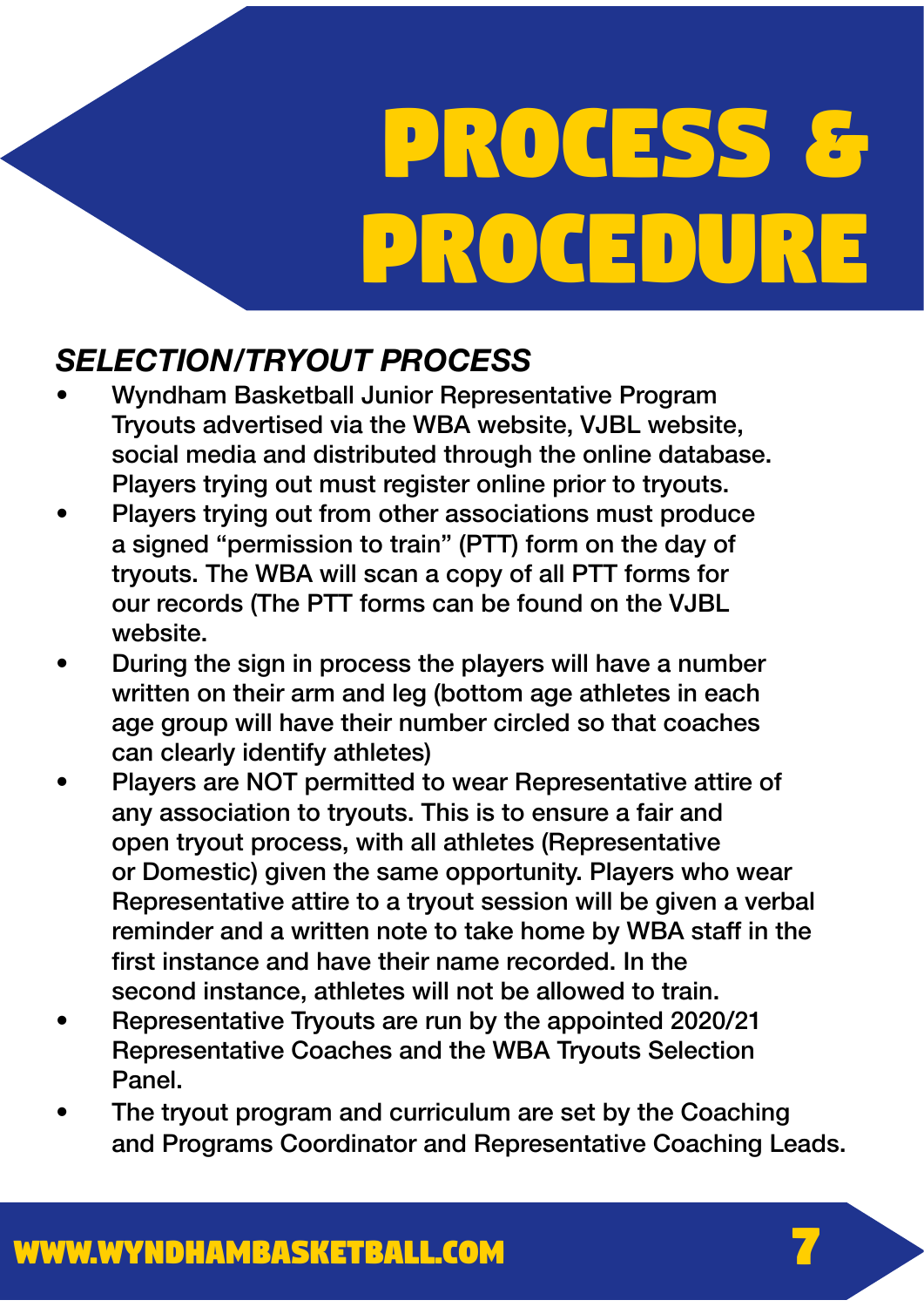# PROCESS & PROCEDURE

### *SELECTION/TRYOUT PROCESS*

- Wyndham Basketball Junior Representative Program Tryouts advertised via the WBA website, VJBL website, social media and distributed through the online database. Players trying out must register online prior to tryouts.
- Players trying out from other associations must produce a signed "permission to train" (PTT) form on the day of tryouts. The WBA will scan a copy of all PTT forms for our records (The PTT forms can be found on the VJBL website.
- During the sign in process the players will have a number written on their arm and leg (bottom age athletes in each age group will have their number circled so that coaches can clearly identify athletes)
- Players are NOT permitted to wear Representative attire of any association to tryouts. This is to ensure a fair and open tryout process, with all athletes (Representative or Domestic) given the same opportunity. Players who wear Representative attire to a tryout session will be given a verbal reminder and a written note to take home by WBA staff in the first instance and have their name recorded. In the second instance, athletes will not be allowed to train.
- Representative Tryouts are run by the appointed 2020/21 Representative Coaches and the WBA Tryouts Selection Panel.
- The tryout program and curriculum are set by the Coaching and Programs Coordinator and Representative Coaching Leads.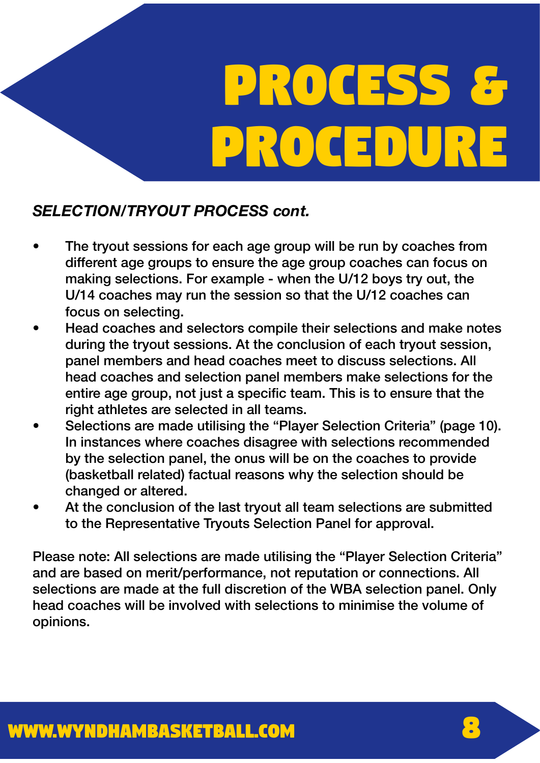# PROCESS & PROCEDURE

***SELECTION/TRYOUT PROCESS cont.***

- The tryout sessions for each age group will be run by coaches from different age groups to ensure the age group coaches can focus on making selections. For example - when the U/12 boys try out, the U/14 coaches may run the session so that the U/12 coaches can focus on selecting.
- Head coaches and selectors compile their selections and make notes during the tryout sessions. At the conclusion of each tryout session, panel members and head coaches meet to discuss selections. All head coaches and selection panel members make selections for the entire age group, not just a specific team. This is to ensure that the right athletes are selected in all teams.
- Selections are made utilising the "Player Selection Criteria" (page 10). In instances where coaches disagree with selections recommended by the selection panel, the onus will be on the coaches to provide (basketball related) factual reasons why the selection should be changed or altered.
- At the conclusion of the last tryout all team selections are submitted to the Representative Tryouts Selection Panel for approval.

Please note: All selections are made utilising the "Player Selection Criteria" and are based on merit/performance, not reputation or connections. All selections are made at the full discretion of the WBA selection panel. Only head coaches will be involved with selections to minimise the volume of opinions.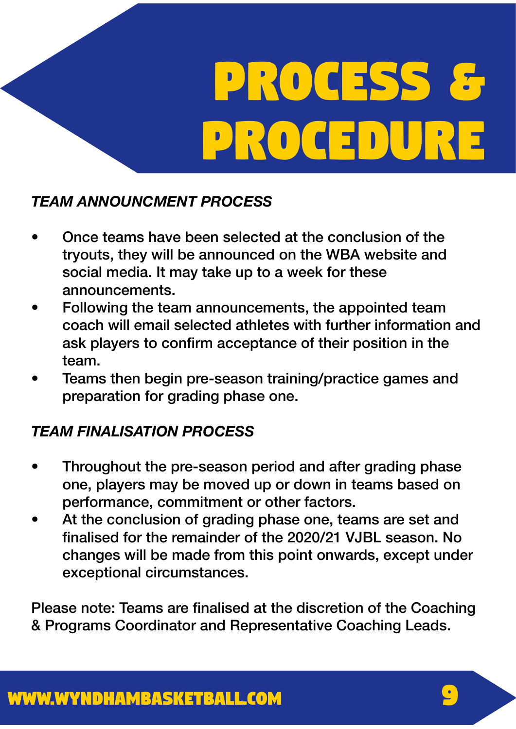# PROCESS & PROCEDURE

### *TEAM ANNOUNCMENT PROCESS*

- Once teams have been selected at the conclusion of the tryouts, they will be announced on the WBA website and social media. It may take up to a week for these announcements.
- Following the team announcements, the appointed team coach will email selected athletes with further information and ask players to confirm acceptance of their position in the team.
- Teams then begin pre-season training/practice games and preparation for grading phase one.

### *TEAM FINALISATION PROCESS*

- Throughout the pre-season period and after grading phase one, players may be moved up or down in teams based on performance, commitment or other factors.
- At the conclusion of grading phase one, teams are set and finalised for the remainder of the 2020/21 VJBL season. No changes will be made from this point onwards, except under exceptional circumstances.

Please note: Teams are finalised at the discretion of the Coaching & Programs Coordinator and Representative Coaching Leads.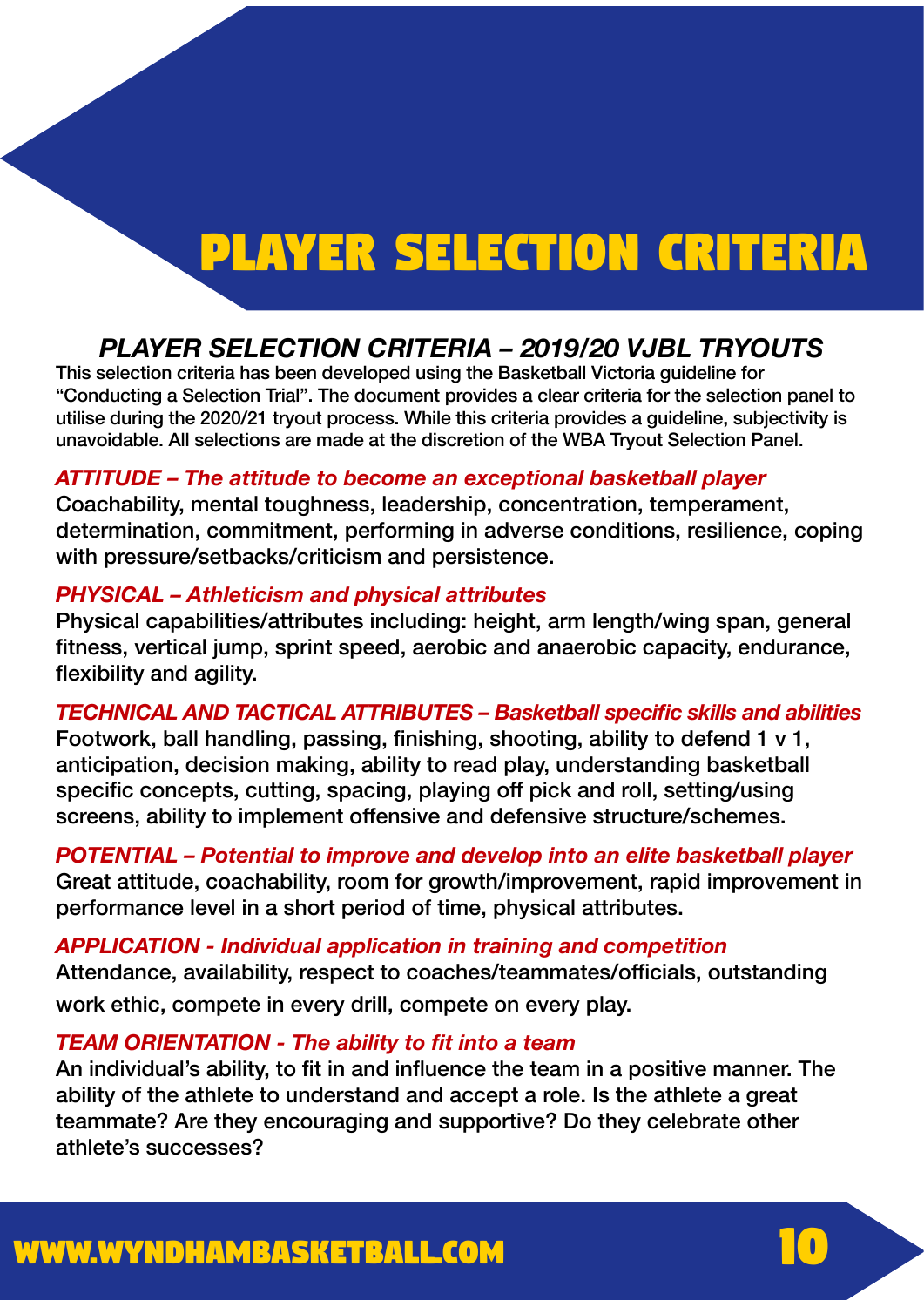# PLAYER SELECTION CRITERIA

## *PLAYER SELECTION CRITERIA – 2019/20 VJBL TRYOUTS*

This selection criteria has been developed using the Basketball Victoria guideline for "Conducting a Selection Trial". The document provides a clear criteria for the selection panel to utilise during the 2020/21 tryout process. While this criteria provides a guideline, subjectivity is unavoidable. All selections are made at the discretion of the WBA Tryout Selection Panel.

***ATTITUDE – The attitude to become an exceptional basketball player***

Coachability, mental toughness, leadership, concentration, temperament, determination, commitment, performing in adverse conditions, resilience, coping with pressure/setbacks/criticism and persistence.

***PHYSICAL – Athleticism and physical attributes***

Physical capabilities/attributes including: height, arm length/wing span, general fitness, vertical jump, sprint speed, aerobic and anaerobic capacity, endurance, flexibility and agility.

***TECHNICAL AND TACTICAL ATTRIBUTES – Basketball specific skills and abilities***

Footwork, ball handling, passing, finishing, shooting, ability to defend 1 v 1, anticipation, decision making, ability to read play, understanding basketball specific concepts, cutting, spacing, playing off pick and roll, setting/using screens, ability to implement offensive and defensive structure/schemes.

***POTENTIAL – Potential to improve and develop into an elite basketball player***

Great attitude, coachability, room for growth/improvement, rapid improvement in performance level in a short period of time, physical attributes.

***APPLICATION - Individual application in training and competition***

Attendance, availability, respect to coaches/teammates/officials, outstanding work ethic, compete in every drill, compete on every play.

***TEAM ORIENTATION - The ability to fit into a team***

An individual's ability, to fit in and influence the team in a positive manner. The ability of the athlete to understand and accept a role. Is the athlete a great teammate? Are they encouraging and supportive? Do they celebrate other athlete's successes?

WWW.WYNDHAMBASKETBALL.COM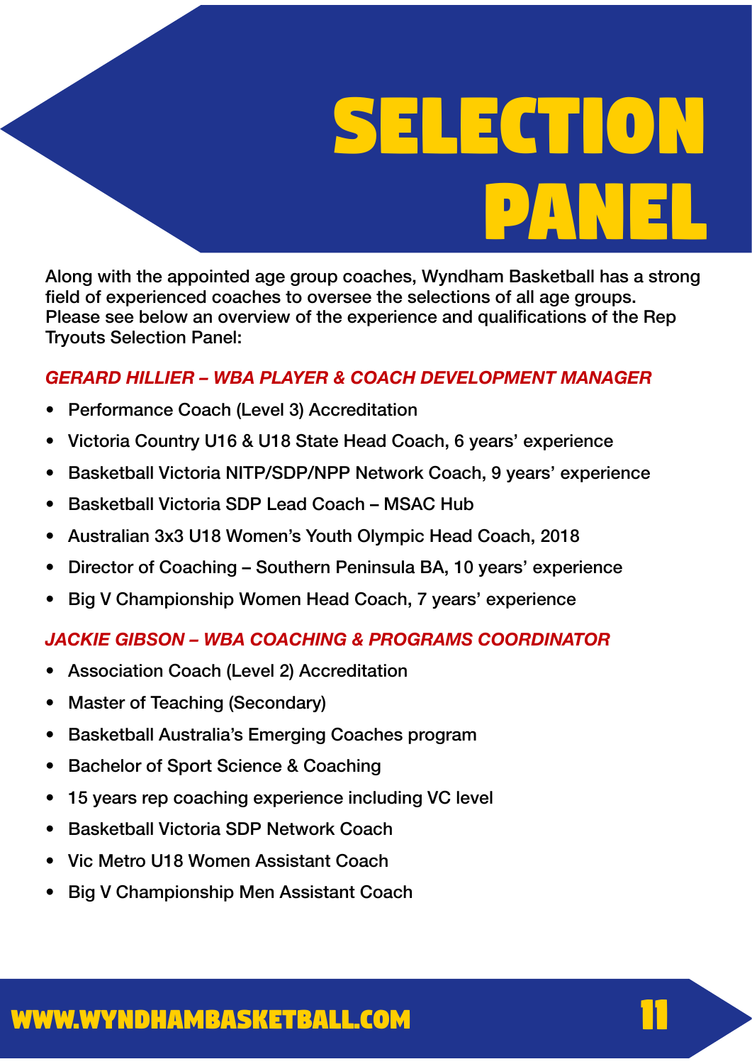# SELECTION PANEL

Along with the appointed age group coaches, Wyndham Basketball has a strong field of experienced coaches to oversee the selections of all age groups. Please see below an overview of the experience and qualifications of the Rep Tryouts Selection Panel:

### *GERARD HILLIER – WBA PLAYER & COACH DEVELOPMENT MANAGER*

- Performance Coach (Level 3) Accreditation
- Victoria Country U16 & U18 State Head Coach, 6 years' experience
- Basketball Victoria NITP/SDP/NPP Network Coach, 9 years' experience
- Basketball Victoria SDP Lead Coach – MSAC Hub
- Australian 3x3 U18 Women's Youth Olympic Head Coach, 2018
- Director of Coaching – Southern Peninsula BA, 10 years' experience
- Big V Championship Women Head Coach, 7 years' experience

### *JACKIE GIBSON – WBA COACHING & PROGRAMS COORDINATOR*

- Association Coach (Level 2) Accreditation
- Master of Teaching (Secondary)
- Basketball Australia's Emerging Coaches program
- Bachelor of Sport Science & Coaching
- 15 years rep coaching experience including VC level
- Basketball Victoria SDP Network Coach
- Vic Metro U18 Women Assistant Coach
- Big V Championship Men Assistant Coach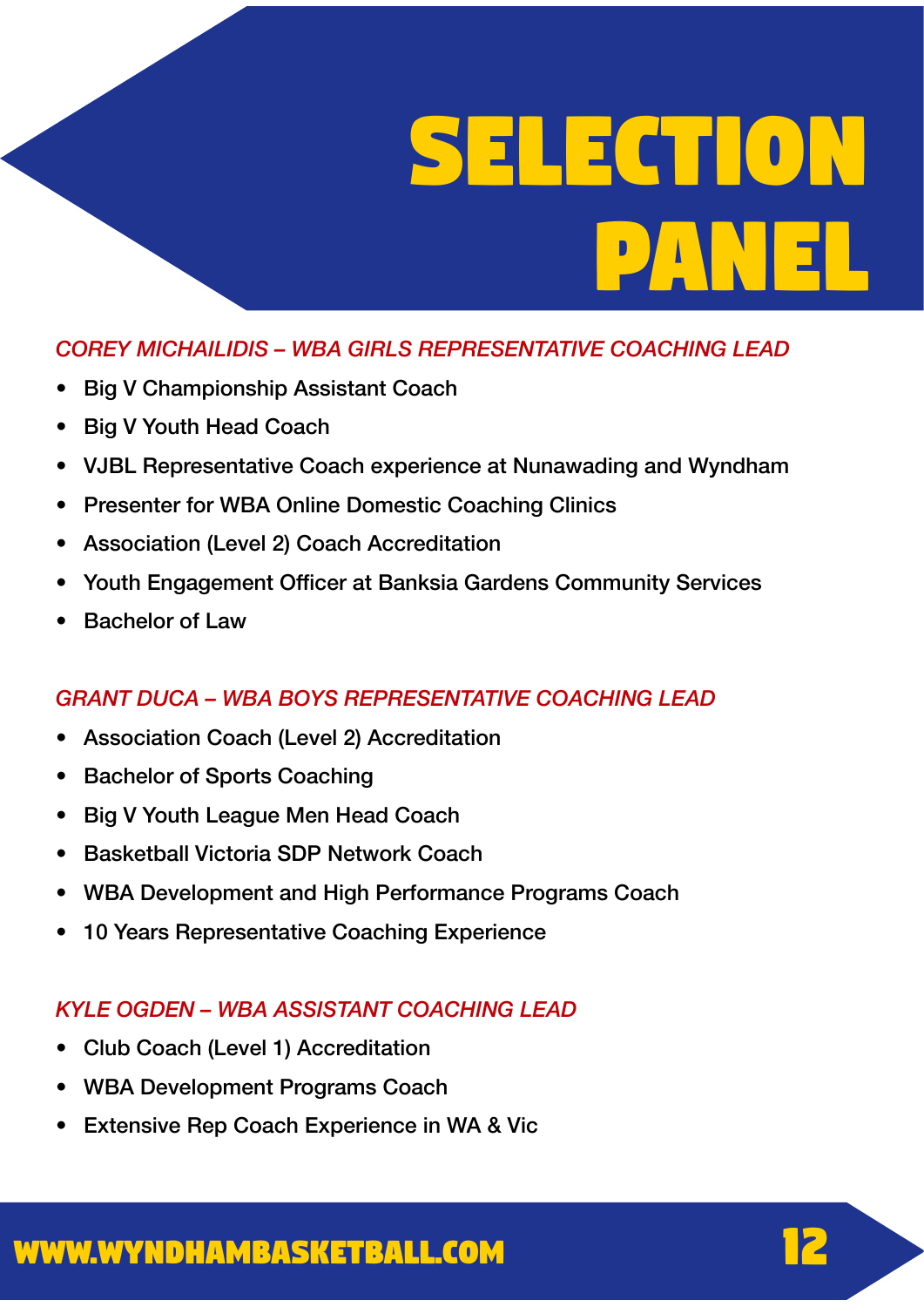# SELECTION PANEL

### *COREY MICHAILIDIS – WBA GIRLS REPRESENTATIVE COACHING LEAD*

- Big V Championship Assistant Coach
- Big V Youth Head Coach
- VJBL Representative Coach experience at Nunawading and Wyndham
- Presenter for WBA Online Domestic Coaching Clinics
- Association (Level 2) Coach Accreditation
- Youth Engagement Officer at Banksia Gardens Community Services
- Bachelor of Law

### *GRANT DUCA – WBA BOYS REPRESENTATIVE COACHING LEAD*

- Association Coach (Level 2) Accreditation
- Bachelor of Sports Coaching
- Big V Youth League Men Head Coach
- Basketball Victoria SDP Network Coach
- WBA Development and High Performance Programs Coach
- 10 Years Representative Coaching Experience

### *KYLE OGDEN – WBA ASSISTANT COACHING LEAD*

- Club Coach (Level 1) Accreditation
- WBA Development Programs Coach
- Extensive Rep Coach Experience in WA & Vic

WWW.WYNDHAMBASKETBALL.COM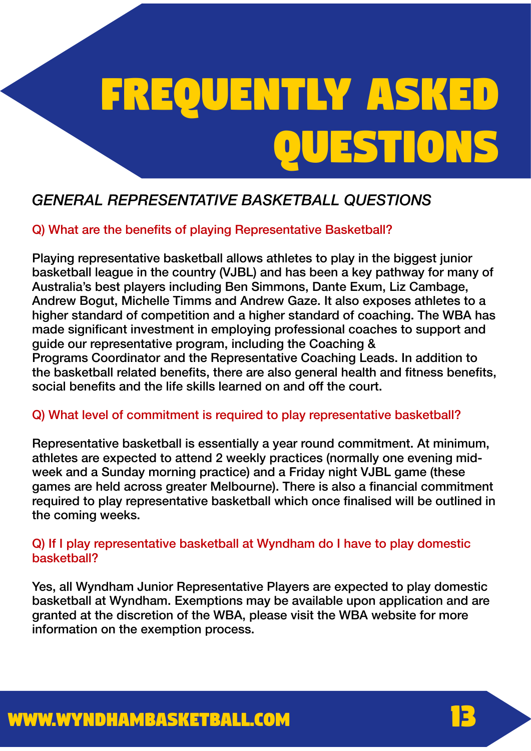# FREQUENTLY ASKED QUESTIONS

## *GENERAL REPRESENTATIVE BASKETBALL QUESTIONS*

### Q) What are the benefits of playing Representative Basketball?

**Playing representative basketball allows athletes to play in the biggest junior basketball league in the country (VJBL) and has been a key pathway for many of Australia's best players including Ben Simmons, Dante Exum, Liz Cambage, Andrew Bogut, Michelle Timms and Andrew Gaze. It also exposes athletes to a higher standard of competition and a higher standard of coaching. The WBA has made significant investment in employing professional coaches to support and guide our representative program, including the Coaching & Programs Coordinator and the Representative Coaching Leads. In addition to the basketball related benefits, there are also general health and fitness benefits, social benefits and the life skills learned on and off the court.**

### Q) What level of commitment is required to play representative basketball?

**Representative basketball is essentially a year round commitment. At minimum, athletes are expected to attend 2 weekly practices (normally one evening mid-week and a Sunday morning practice) and a Friday night VJBL game (these games are held across greater Melbourne). There is also a financial commitment required to play representative basketball which once finalised will be outlined in the coming weeks.**

### Q) If I play representative basketball at Wyndham do I have to play domestic basketball?

**Yes, all Wyndham Junior Representative Players are expected to play domestic basketball at Wyndham. Exemptions may be available upon application and are granted at the discretion of the WBA, please visit the WBA website for more information on the exemption process.**

WWW.WYNDHAMBASKETBALL.COM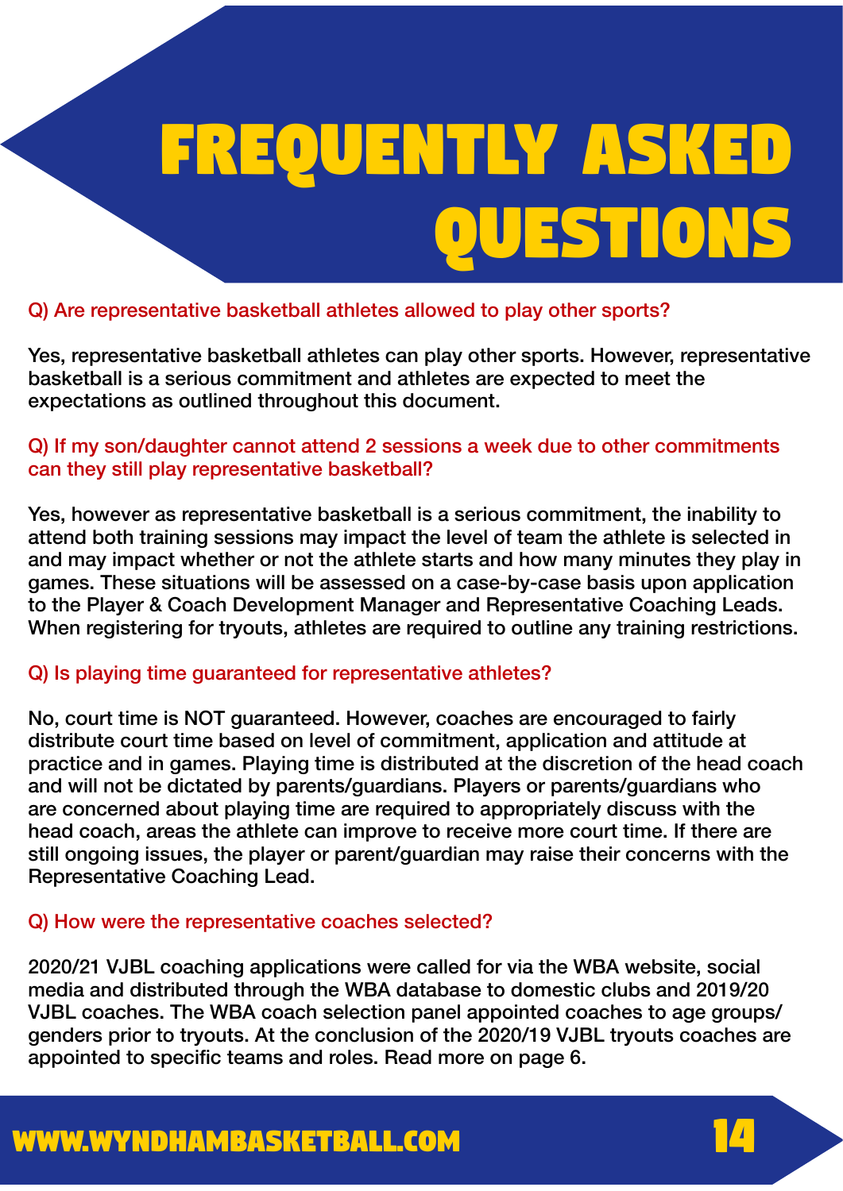# FREQUENTLY ASKED QUESTIONS

**Q) Are representative basketball athletes allowed to play other sports?**

Yes, representative basketball athletes can play other sports. However, representative basketball is a serious commitment and athletes are expected to meet the expectations as outlined throughout this document.

**Q) If my son/daughter cannot attend 2 sessions a week due to other commitments can they still play representative basketball?**

Yes, however as representative basketball is a serious commitment, the inability to attend both training sessions may impact the level of team the athlete is selected in and may impact whether or not the athlete starts and how many minutes they play in games. These situations will be assessed on a case-by-case basis upon application to the Player & Coach Development Manager and Representative Coaching Leads. When registering for tryouts, athletes are required to outline any training restrictions.

**Q) Is playing time guaranteed for representative athletes?**

No, court time is NOT guaranteed. However, coaches are encouraged to fairly distribute court time based on level of commitment, application and attitude at practice and in games. Playing time is distributed at the discretion of the head coach and will not be dictated by parents/guardians. Players or parents/guardians who are concerned about playing time are required to appropriately discuss with the head coach, areas the athlete can improve to receive more court time. If there are still ongoing issues, the player or parent/guardian may raise their concerns with the Representative Coaching Lead.

**Q) How were the representative coaches selected?**

2020/21 VJBL coaching applications were called for via the WBA website, social media and distributed through the WBA database to domestic clubs and 2019/20 VJBL coaches. The WBA coach selection panel appointed coaches to age groups/ genders prior to tryouts. At the conclusion of the 2020/19 VJBL tryouts coaches are appointed to specific teams and roles. Read more on page 6.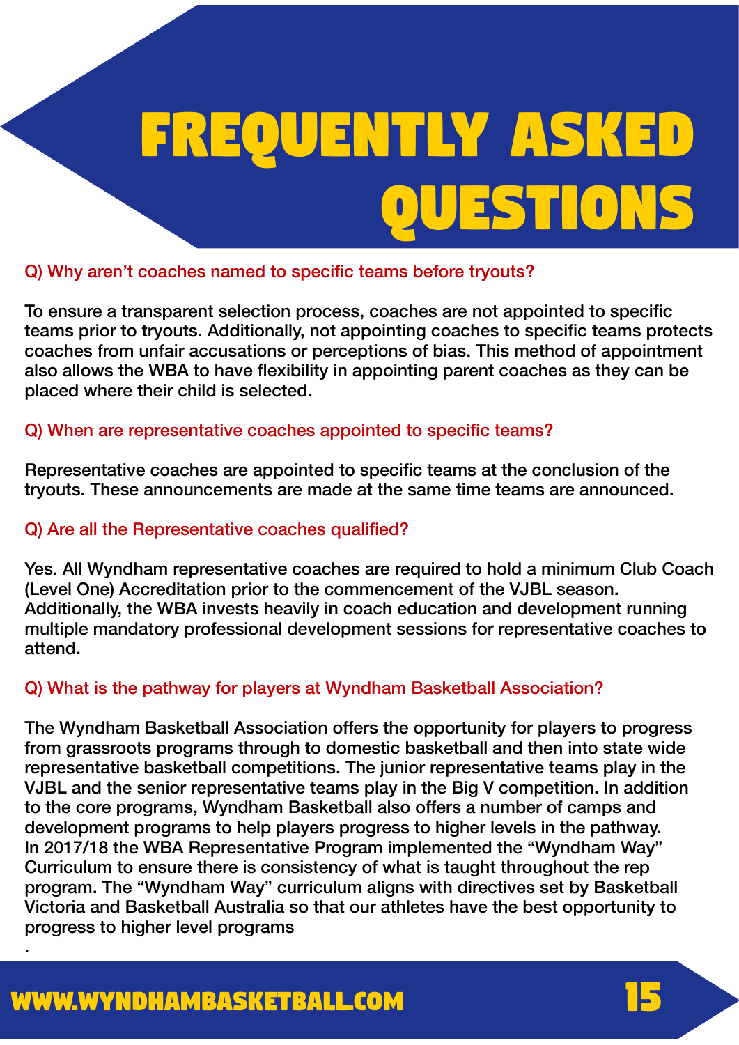# FREQUENTLY ASKED QUESTIONS

**Q) Why aren't coaches named to specific teams before tryouts?**

To ensure a transparent selection process, coaches are not appointed to specific teams prior to tryouts. Additionally, not appointing coaches to specific teams protects coaches from unfair accusations or perceptions of bias. This method of appointment also allows the WBA to have flexibility in appointing parent coaches as they can be placed where their child is selected.

**Q) When are representative coaches appointed to specific teams?**

Representative coaches are appointed to specific teams at the conclusion of the tryouts. These announcements are made at the same time teams are announced.

**Q) Are all the Representative coaches qualified?**

Yes. All Wyndham representative coaches are required to hold a minimum Club Coach (Level One) Accreditation prior to the commencement of the VJBL season. Additionally, the WBA invests heavily in coach education and development running multiple mandatory professional development sessions for representative coaches to attend.

**Q) What is the pathway for players at Wyndham Basketball Association?**

The Wyndham Basketball Association offers the opportunity for players to progress from grassroots programs through to domestic basketball and then into state wide representative basketball competitions. The junior representative teams play in the VJBL and the senior representative teams play in the Big V competition. In addition to the core programs, Wyndham Basketball also offers a number of camps and development programs to help players progress to higher levels in the pathway. In 2017/18 the WBA Representative Program implemented the "Wyndham Way" Curriculum to ensure there is consistency of what is taught throughout the rep program. The "Wyndham Way" curriculum aligns with directives set by Basketball Victoria and Basketball Australia so that our athletes have the best opportunity to progress to higher level programs

.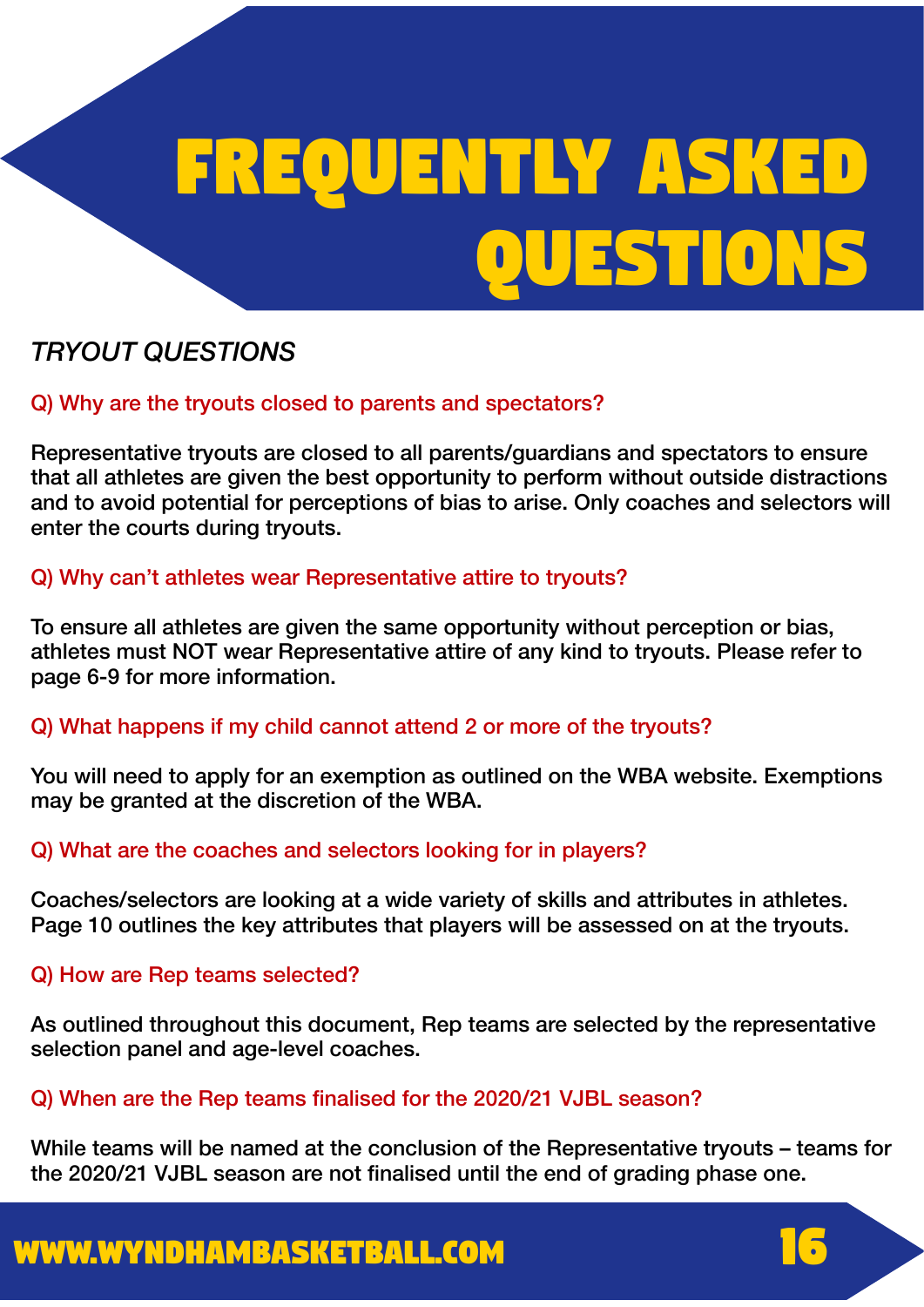# FREQUENTLY ASKED QUESTIONS

*TRYOUT QUESTIONS*

### Q) Why are the tryouts closed to parents and spectators?

Representative tryouts are closed to all parents/guardians and spectators to ensure that all athletes are given the best opportunity to perform without outside distractions and to avoid potential for perceptions of bias to arise. Only coaches and selectors will enter the courts during tryouts.

### Q) Why can't athletes wear Representative attire to tryouts?

To ensure all athletes are given the same opportunity without perception or bias, athletes must NOT wear Representative attire of any kind to tryouts. Please refer to page 6-9 for more information.

### Q) What happens if my child cannot attend 2 or more of the tryouts?

You will need to apply for an exemption as outlined on the WBA website. Exemptions may be granted at the discretion of the WBA.

### Q) What are the coaches and selectors looking for in players?

Coaches/selectors are looking at a wide variety of skills and attributes in athletes. Page 10 outlines the key attributes that players will be assessed on at the tryouts.

### Q) How are Rep teams selected?

As outlined throughout this document, Rep teams are selected by the representative selection panel and age-level coaches.

### Q) When are the Rep teams finalised for the 2020/21 VJBL season?

While teams will be named at the conclusion of the Representative tryouts – teams for the 2020/21 VJBL season are not finalised until the end of grading phase one.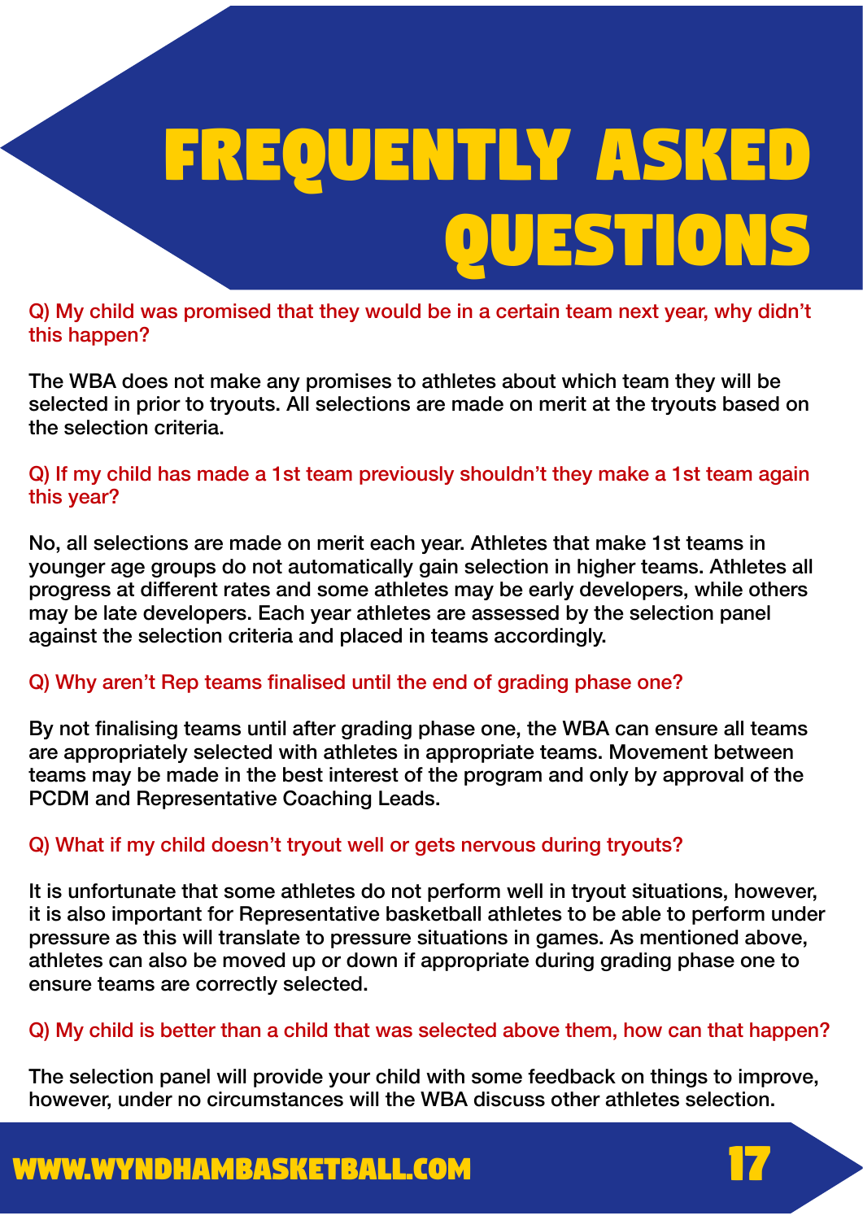# FREQUENTLY ASKED QUESTIONS

**Q) My child was promised that they would be in a certain team next year, why didn't this happen?**

The WBA does not make any promises to athletes about which team they will be selected in prior to tryouts. All selections are made on merit at the tryouts based on the selection criteria.

**Q) If my child has made a 1st team previously shouldn't they make a 1st team again this year?**

No, all selections are made on merit each year. Athletes that make 1st teams in younger age groups do not automatically gain selection in higher teams. Athletes all progress at different rates and some athletes may be early developers, while others may be late developers. Each year athletes are assessed by the selection panel against the selection criteria and placed in teams accordingly.

**Q) Why aren't Rep teams finalised until the end of grading phase one?**

By not finalising teams until after grading phase one, the WBA can ensure all teams are appropriately selected with athletes in appropriate teams. Movement between teams may be made in the best interest of the program and only by approval of the PCDM and Representative Coaching Leads.

**Q) What if my child doesn't tryout well or gets nervous during tryouts?**

It is unfortunate that some athletes do not perform well in tryout situations, however, it is also important for Representative basketball athletes to be able to perform under pressure as this will translate to pressure situations in games. As mentioned above, athletes can also be moved up or down if appropriate during grading phase one to ensure teams are correctly selected.

**Q) My child is better than a child that was selected above them, how can that happen?**

The selection panel will provide your child with some feedback on things to improve, however, under no circumstances will the WBA discuss other athletes selection.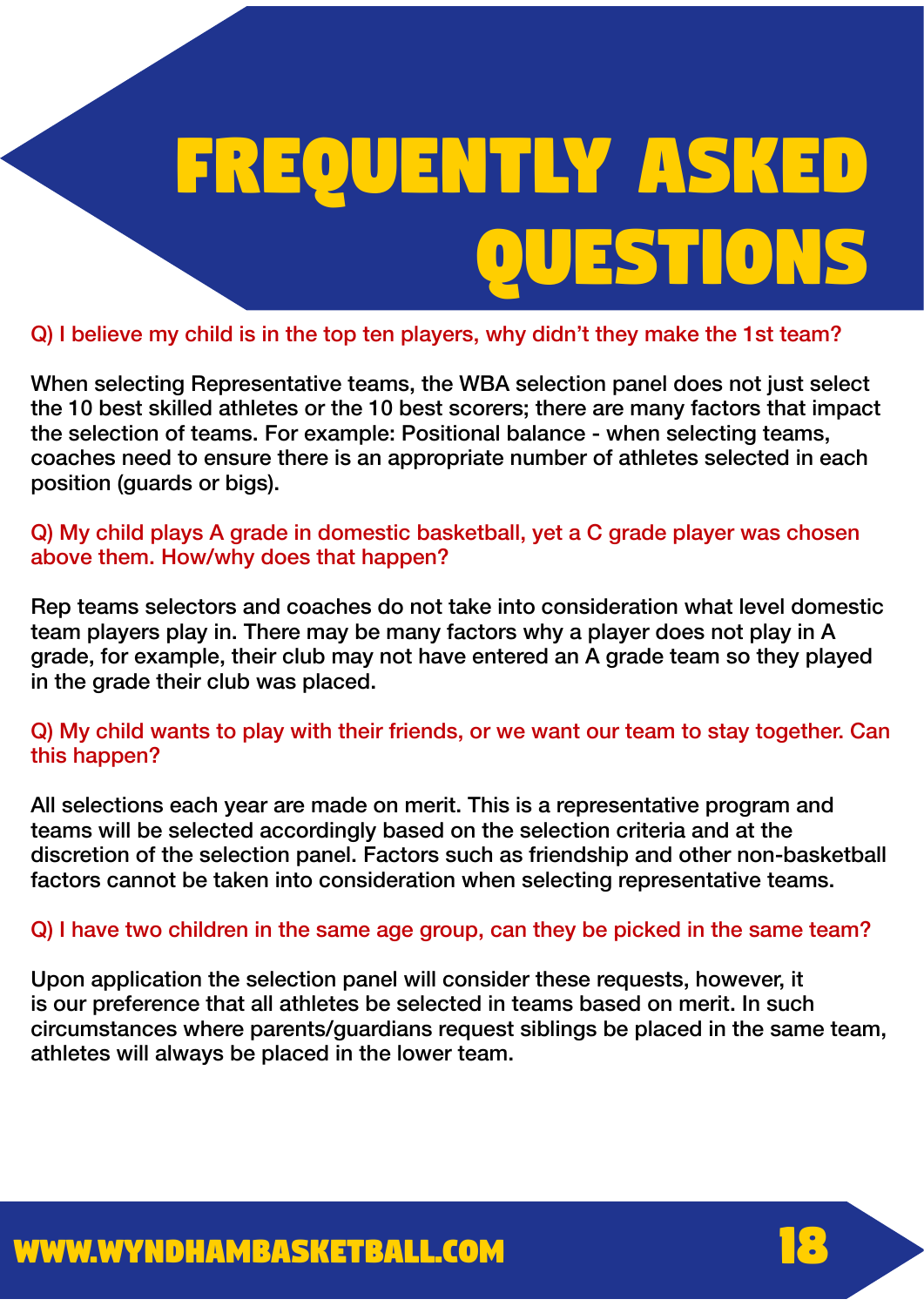# FREQUENTLY ASKED QUESTIONS

**Q) I believe my child is in the top ten players, why didn't they make the 1st team?**

When selecting Representative teams, the WBA selection panel does not just select the 10 best skilled athletes or the 10 best scorers; there are many factors that impact the selection of teams. For example: Positional balance - when selecting teams, coaches need to ensure there is an appropriate number of athletes selected in each position (guards or bigs).

**Q) My child plays A grade in domestic basketball, yet a C grade player was chosen above them. How/why does that happen?**

Rep teams selectors and coaches do not take into consideration what level domestic team players play in. There may be many factors why a player does not play in A grade, for example, their club may not have entered an A grade team so they played in the grade their club was placed.

**Q) My child wants to play with their friends, or we want our team to stay together. Can this happen?**

All selections each year are made on merit. This is a representative program and teams will be selected accordingly based on the selection criteria and at the discretion of the selection panel. Factors such as friendship and other non-basketball factors cannot be taken into consideration when selecting representative teams.

**Q) I have two children in the same age group, can they be picked in the same team?**

Upon application the selection panel will consider these requests, however, it is our preference that all athletes be selected in teams based on merit. In such circumstances where parents/guardians request siblings be placed in the same team, athletes will always be placed in the lower team.

WWW.WYNDHAMBASKETBALL.COM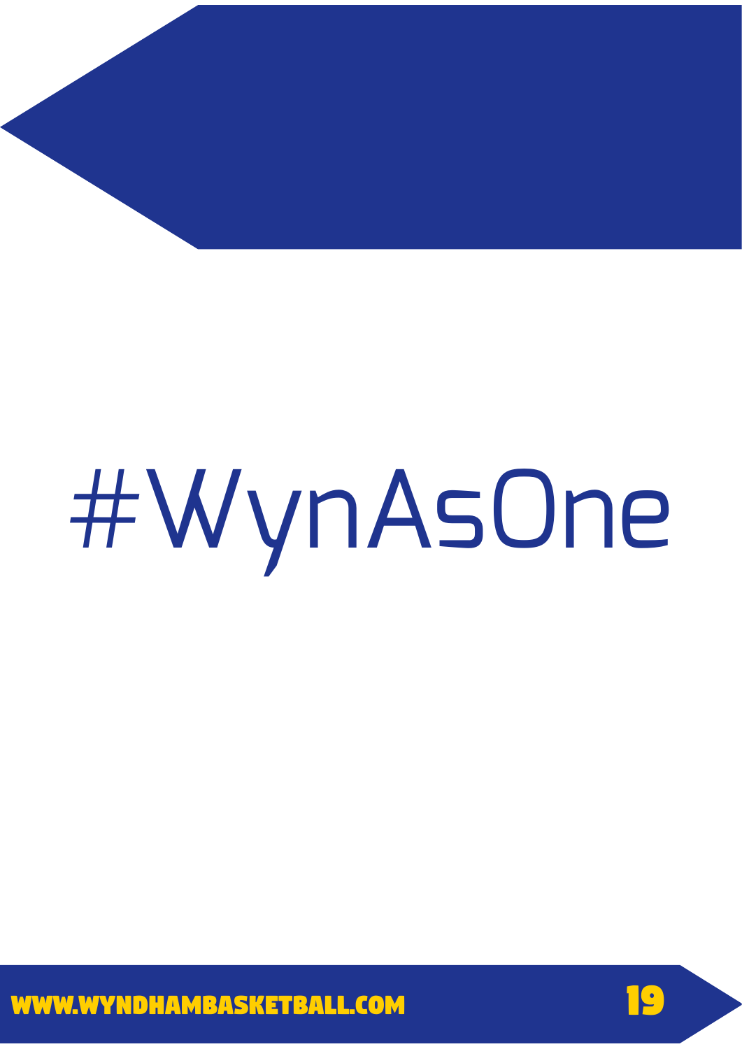#WynAsOne